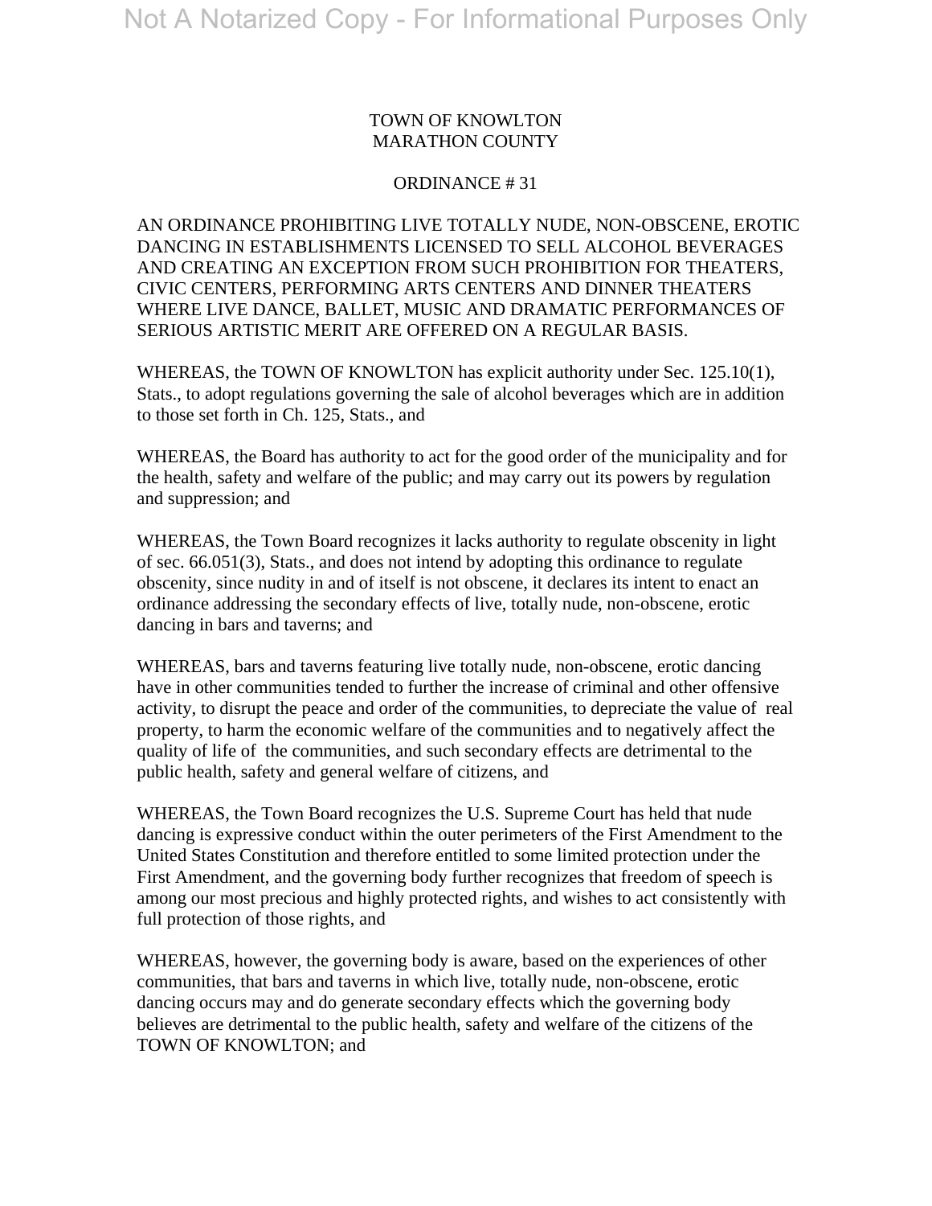TOWN OF KNOWLTON
MARATHON COUNTY

ORDINANCE # 31

AN ORDINANCE PROHIBITING LIVE TOTALLY NUDE, NON-OBSCENE, EROTIC DANCING IN ESTABLISHMENTS LICENSED TO SELL ALCOHOL BEVERAGES AND CREATING AN EXCEPTION FROM SUCH PROHIBITION FOR THEATERS, CIVIC CENTERS, PERFORMING ARTS CENTERS AND DINNER THEATERS WHERE LIVE DANCE, BALLET, MUSIC AND DRAMATIC PERFORMANCES OF SERIOUS ARTISTIC MERIT ARE OFFERED ON A REGULAR BASIS.

WHEREAS, the TOWN OF KNOWLTON has explicit authority under Sec. 125.10(1), Stats., to adopt regulations governing the sale of alcohol beverages which are in addition to those set forth in Ch. 125, Stats., and

WHEREAS, the Board has authority to act for the good order of the municipality and for the health, safety and welfare of the public; and may carry out its powers by regulation and suppression; and

WHEREAS, the Town Board recognizes it lacks authority to regulate obscenity in light of sec. 66.051(3), Stats., and does not intend by adopting this ordinance to regulate obscenity, since nudity in and of itself is not obscene, it declares its intent to enact an ordinance addressing the secondary effects of live, totally nude, non-obscene, erotic dancing in bars and taverns; and

WHEREAS, bars and taverns featuring live totally nude, non-obscene, erotic dancing have in other communities tended to further the increase of criminal and other offensive activity, to disrupt the peace and order of the communities, to depreciate the value of real property, to harm the economic welfare of the communities and to negatively affect the quality of life of the communities, and such secondary effects are detrimental to the public health, safety and general welfare of citizens, and

WHEREAS, the Town Board recognizes the U.S. Supreme Court has held that nude dancing is expressive conduct within the outer perimeters of the First Amendment to the United States Constitution and therefore entitled to some limited protection under the First Amendment, and the governing body further recognizes that freedom of speech is among our most precious and highly protected rights, and wishes to act consistently with full protection of those rights, and

WHEREAS, however, the governing body is aware, based on the experiences of other communities, that bars and taverns in which live, totally nude, non-obscene, erotic dancing occurs may and do generate secondary effects which the governing body believes are detrimental to the public health, safety and welfare of the citizens of the TOWN OF KNOWLTON; and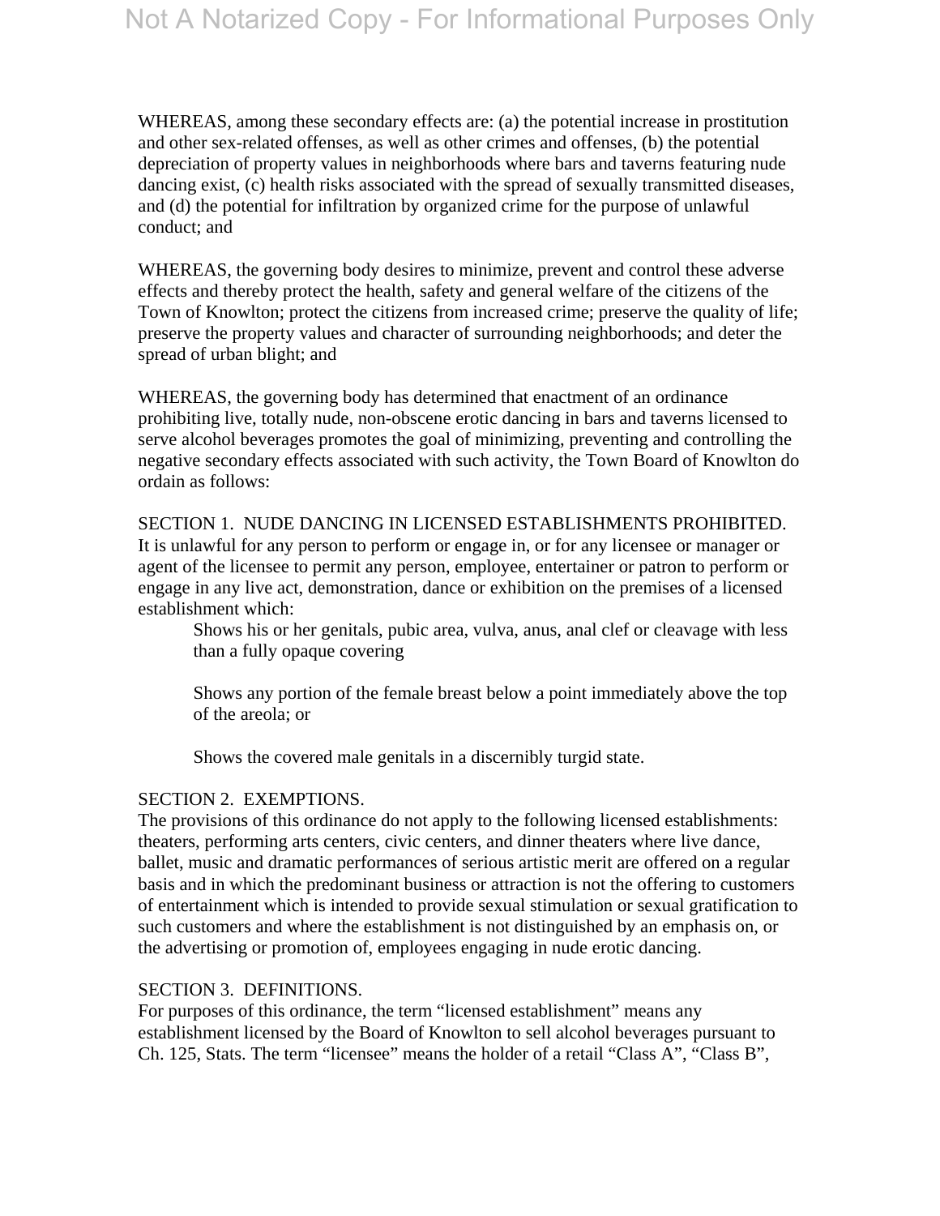WHEREAS, among these secondary effects are: (a) the potential increase in prostitution and other sex-related offenses, as well as other crimes and offenses, (b) the potential depreciation of property values in neighborhoods where bars and taverns featuring nude dancing exist, (c) health risks associated with the spread of sexually transmitted diseases, and (d) the potential for infiltration by organized crime for the purpose of unlawful conduct; and

WHEREAS, the governing body desires to minimize, prevent and control these adverse effects and thereby protect the health, safety and general welfare of the citizens of the Town of Knowlton; protect the citizens from increased crime; preserve the quality of life; preserve the property values and character of surrounding neighborhoods; and deter the spread of urban blight; and

WHEREAS, the governing body has determined that enactment of an ordinance prohibiting live, totally nude, non-obscene erotic dancing in bars and taverns licensed to serve alcohol beverages promotes the goal of minimizing, preventing and controlling the negative secondary effects associated with such activity, the Town Board of Knowlton do ordain as follows:

SECTION 1. NUDE DANCING IN LICENSED ESTABLISHMENTS PROHIBITED.
It is unlawful for any person to perform or engage in, or for any licensee or manager or agent of the licensee to permit any person, employee, entertainer or patron to perform or engage in any live act, demonstration, dance or exhibition on the premises of a licensed establishment which:

> Shows his or her genitals, pubic area, vulva, anus, anal clef or cleavage with less than a fully opaque covering
>
> Shows any portion of the female breast below a point immediately above the top of the areola; or
>
> Shows the covered male genitals in a discernibly turgid state.

SECTION 2. EXEMPTIONS.
The provisions of this ordinance do not apply to the following licensed establishments: theaters, performing arts centers, civic centers, and dinner theaters where live dance, ballet, music and dramatic performances of serious artistic merit are offered on a regular basis and in which the predominant business or attraction is not the offering to customers of entertainment which is intended to provide sexual stimulation or sexual gratification to such customers and where the establishment is not distinguished by an emphasis on, or the advertising or promotion of, employees engaging in nude erotic dancing.

SECTION 3. DEFINITIONS.
For purposes of this ordinance, the term "licensed establishment" means any establishment licensed by the Board of Knowlton to sell alcohol beverages pursuant to Ch. 125, Stats. The term "licensee" means the holder of a retail "Class A", "Class B",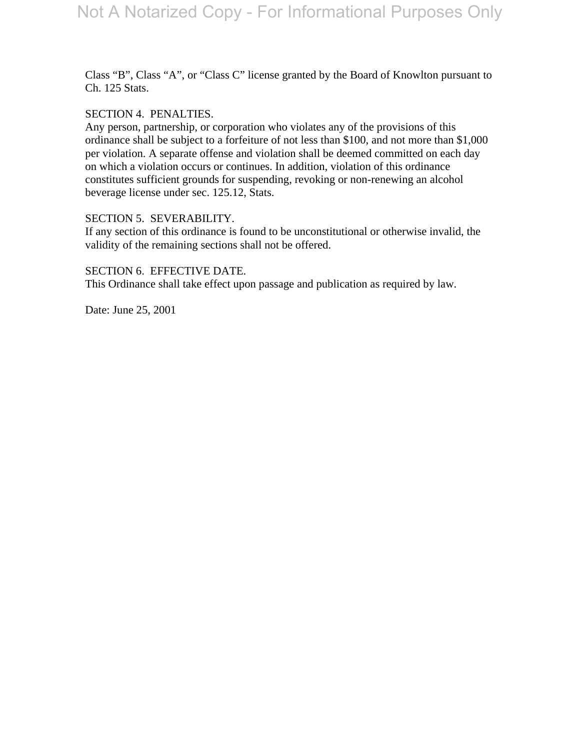Class “B”, Class “A”, or “Class C” license granted by the Board of Knowlton pursuant to Ch. 125 Stats.

SECTION 4. PENALTIES.
Any person, partnership, or corporation who violates any of the provisions of this ordinance shall be subject to a forfeiture of not less than $100, and not more than $1,000 per violation. A separate offense and violation shall be deemed committed on each day on which a violation occurs or continues. In addition, violation of this ordinance constitutes sufficient grounds for suspending, revoking or non-renewing an alcohol beverage license under sec. 125.12, Stats.

SECTION 5. SEVERABILITY.
If any section of this ordinance is found to be unconstitutional or otherwise invalid, the validity of the remaining sections shall not be offered.

SECTION 6. EFFECTIVE DATE.
This Ordinance shall take effect upon passage and publication as required by law.

Date: June 25, 2001